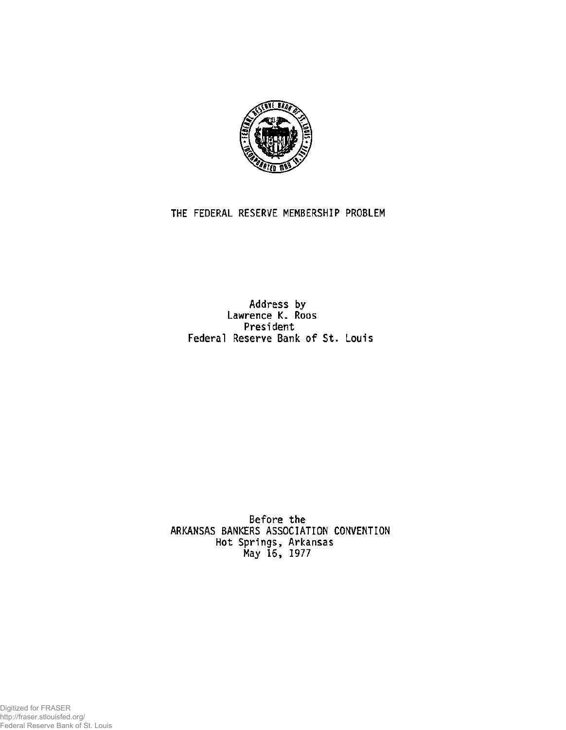# THE FEDERAL RESERVE MEMBERSHIP PROBLEM

Address by
Lawrence K. Roos
President
Federal Reserve Bank of St. Louis

Before the
ARKANSAS BANKERS ASSOCIATION CONVENTION
Hot Springs, Arkansas
May 16, 1977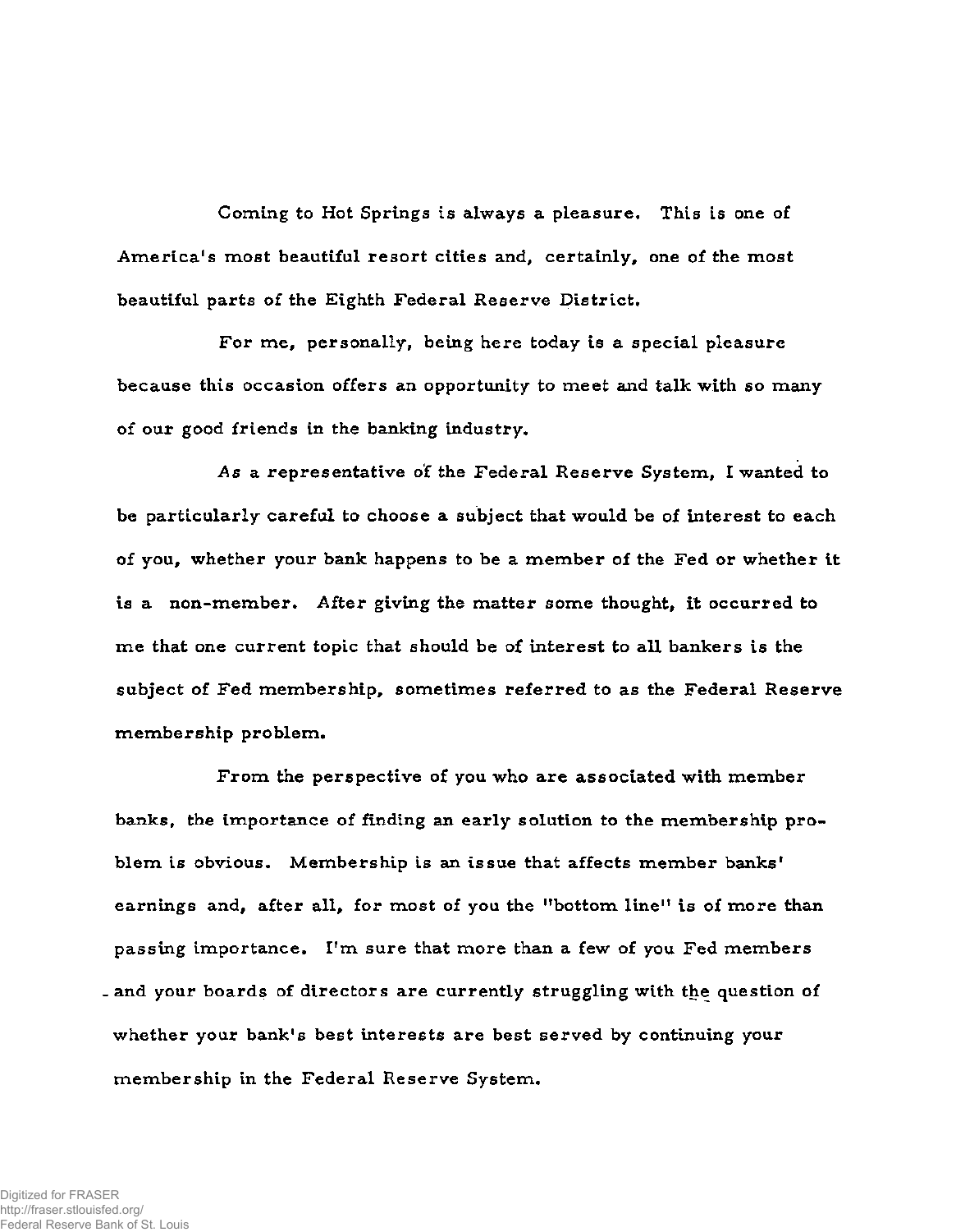Coming to Hot Springs is always a pleasure. This is one of America's most beautiful resort cities and, certainly, one of the most beautiful parts of the Eighth Federal Reserve District.

For me, personally, being here today is a special pleasure because this occasion offers an opportunity to meet and talk with so many of our good friends in the banking industry.

As a representative of the Federal Reserve System, I wanted to be particularly careful to choose a subject that would be of interest to each of you, whether your bank happens to be a member of the Fed or whether it is a non-member. After giving the matter some thought, it occurred to me that one current topic that should be of interest to all bankers is the subject of Fed membership, sometimes referred to as the Federal Reserve membership problem.

From the perspective of you who are associated with member banks, the importance of finding an early solution to the membership problem is obvious. Membership is an issue that affects member banks' earnings and, after all, for most of you the "bottom line" is of more than passing importance. I'm sure that more than a few of you Fed members and your boards of directors are currently struggling with the question of whether your bank's best interests are best served by continuing your membership in the Federal Reserve System.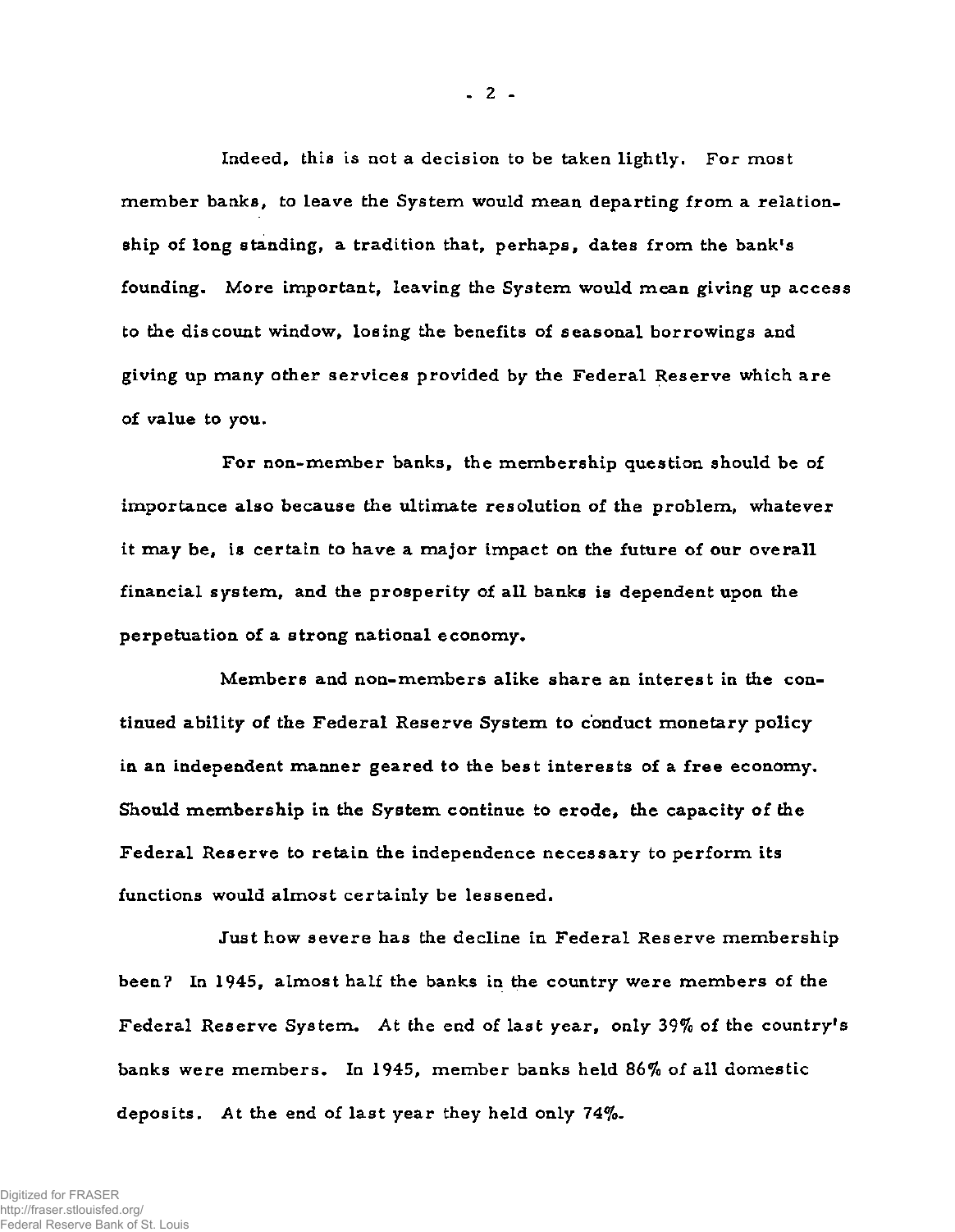Indeed, this is not a decision to be taken lightly. For most member banks, to leave the System would mean departing from a relationship of long standing, a tradition that, perhaps, dates from the bank's founding. More important, leaving the System would mean giving up access to the discount window, losing the benefits of seasonal borrowings and giving up many other services provided by the Federal Reserve which are of value to you.

For non-member banks, the membership question should be of importance also because the ultimate resolution of the problem, whatever it may be, is certain to have a major impact on the future of our overall financial system, and the prosperity of all banks is dependent upon the perpetuation of a strong national economy.

Members and non-members alike share an interest in the continued ability of the Federal Reserve System to conduct monetary policy in an independent manner geared to the best interests of a free economy. Should membership in the System continue to erode, the capacity of the Federal Reserve to retain the independence necessary to perform its functions would almost certainly be lessened.

Just how severe has the decline in Federal Reserve membership been? In 1945, almost half the banks in the country were members of the Federal Reserve System. At the end of last year, only 39% of the country's banks were members. In 1945, member banks held 86% of all domestic deposits. At the end of last year they held only 74%.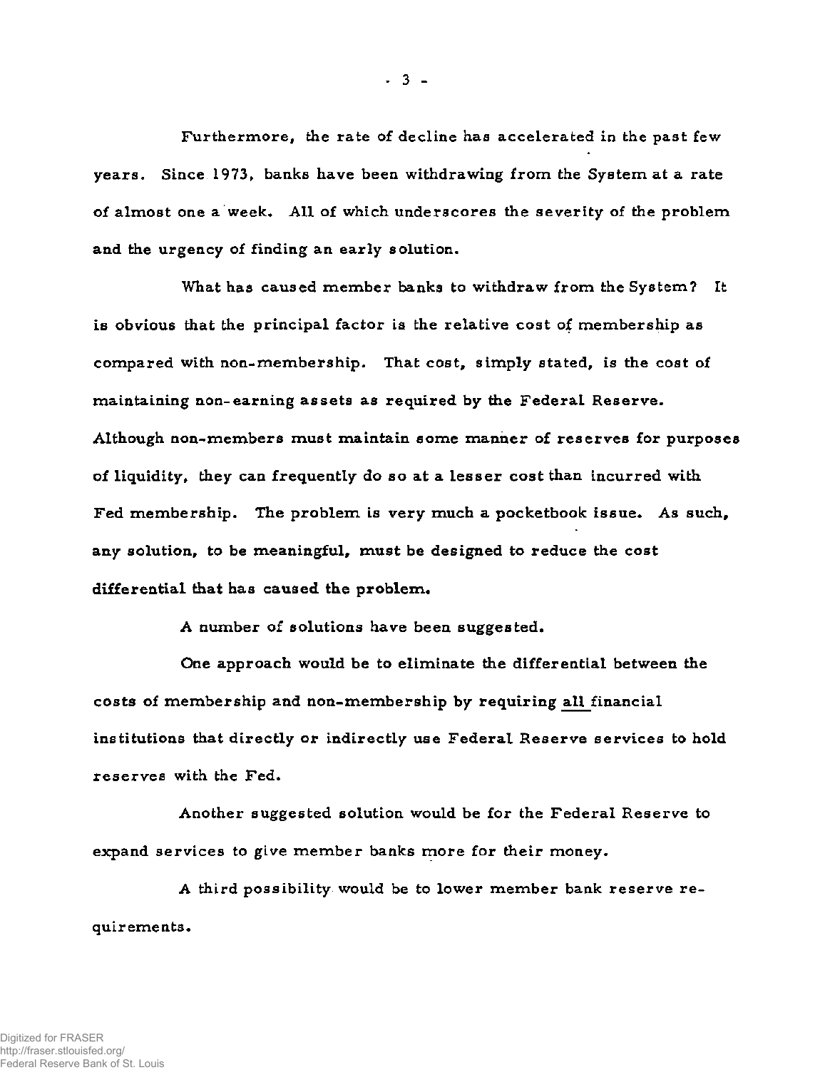Furthermore, the rate of decline has accelerated in the past few years. Since 1973, banks have been withdrawing from the System at a rate of almost one a week. All of which underscores the severity of the problem and the urgency of finding an early solution.

What has caused member banks to withdraw from the System? It is obvious that the principal factor is the relative cost of membership as compared with non-membership. That cost, simply stated, is the cost of maintaining non-earning assets as required by the Federal Reserve. Although non-members must maintain some manner of reserves for purposes of liquidity, they can frequently do so at a lesser cost than incurred with Fed membership. The problem is very much a pocketbook issue. As such, any solution, to be meaningful, must be designed to reduce the cost differential that has caused the problem.

A number of solutions have been suggested.

One approach would be to eliminate the differential between the costs of membership and non-membership by requiring all financial institutions that directly or indirectly use Federal Reserve services to hold reserves with the Fed.

Another suggested solution would be for the Federal Reserve to expand services to give member banks more for their money.

A third possibility would be to lower member bank reserve requirements.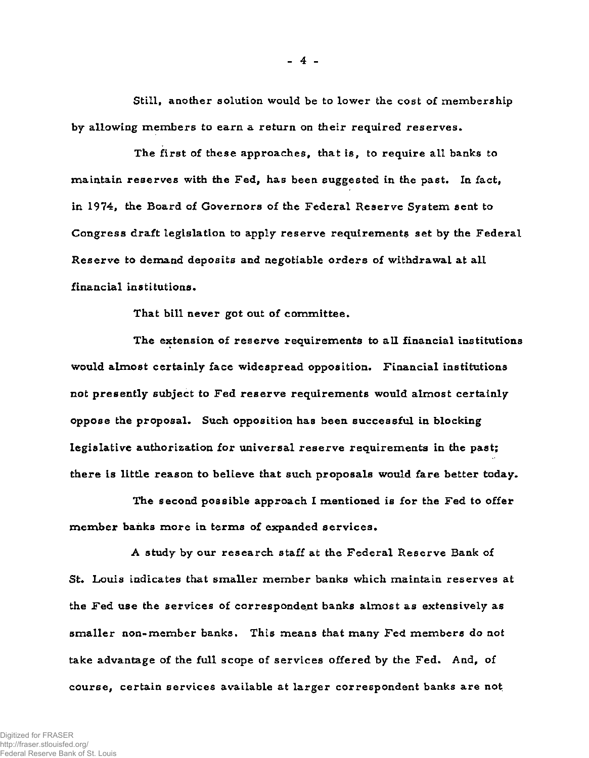Still, another solution would be to lower the cost of membership by allowing members to earn a return on their required reserves.

The first of these approaches, that is, to require all banks to maintain reserves with the Fed, has been suggested in the past. In fact, in 1974, the Board of Governors of the Federal Reserve System sent to Congress draft legislation to apply reserve requirements set by the Federal Reserve to demand deposits and negotiable orders of withdrawal at all financial institutions.

That bill never got out of committee.

The extension of reserve requirements to all financial institutions would almost certainly face widespread opposition. Financial institutions not presently subject to Fed reserve requirements would almost certainly oppose the proposal. Such opposition has been successful in blocking legislative authorization for universal reserve requirements in the past; there is little reason to believe that such proposals would fare better today.

The second possible approach I mentioned is for the Fed to offer member banks more in terms of expanded services.

A study by our research staff at the Federal Reserve Bank of St. Louis indicates that smaller member banks which maintain reserves at the Fed use the services of correspondent banks almost as extensively as smaller non-member banks. This means that many Fed members do not take advantage of the full scope of services offered by the Fed. And, of course, certain services available at larger correspondent banks are not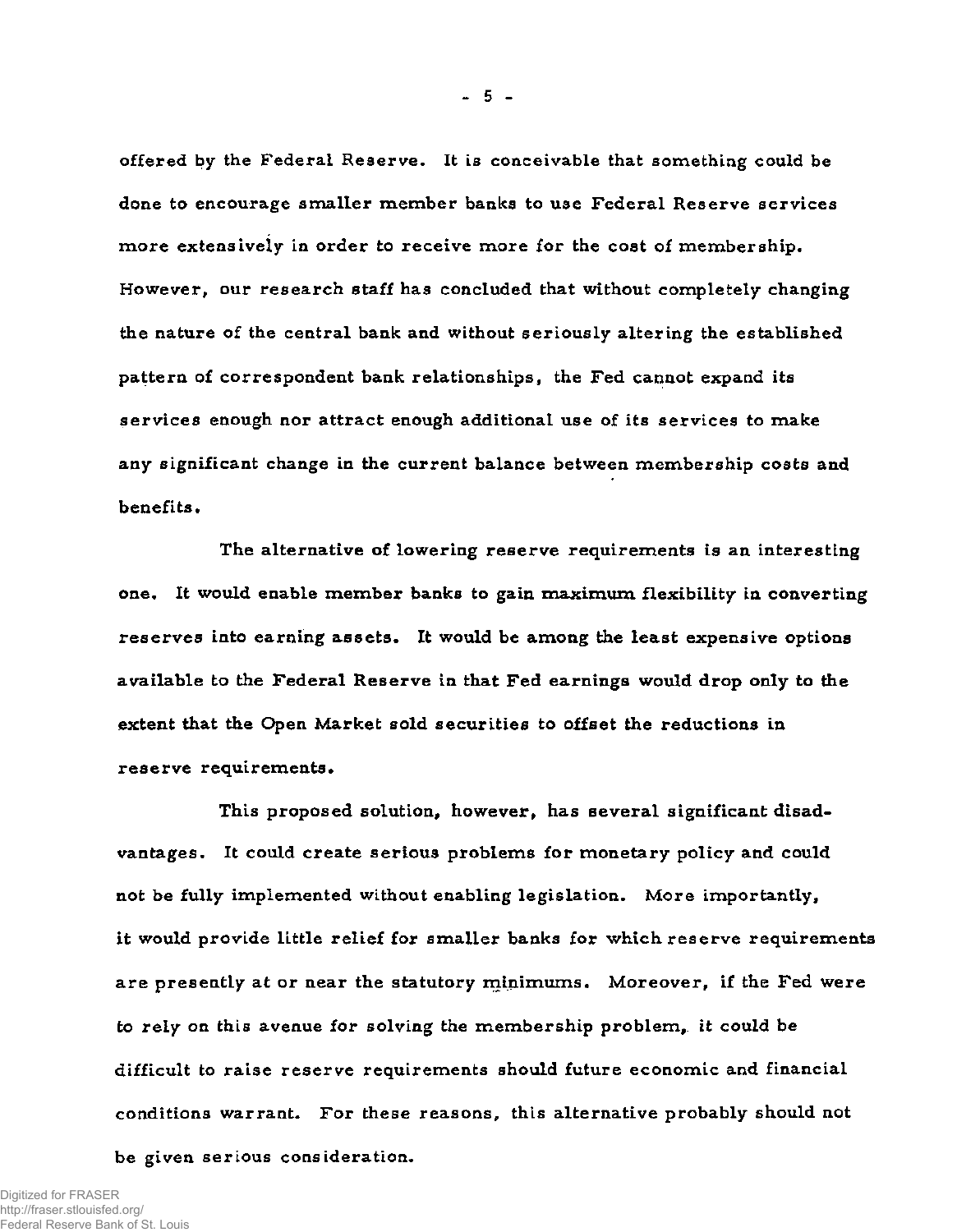offered by the Federal Reserve. It is conceivable that something could be done to encourage smaller member banks to use Federal Reserve services more extensively in order to receive more for the cost of membership. However, our research staff has concluded that without completely changing the nature of the central bank and without seriously altering the established pattern of correspondent bank relationships, the Fed cannot expand its services enough nor attract enough additional use of its services to make any significant change in the current balance between membership costs and benefits.

The alternative of lowering reserve requirements is an interesting one. It would enable member banks to gain maximum flexibility in converting reserves into earning assets. It would be among the least expensive options available to the Federal Reserve in that Fed earnings would drop only to the extent that the Open Market sold securities to offset the reductions in reserve requirements.

This proposed solution, however, has several significant disadvantages. It could create serious problems for monetary policy and could not be fully implemented without enabling legislation. More importantly, it would provide little relief for smaller banks for which reserve requirements are presently at or near the statutory minimums. Moreover, if the Fed were to rely on this avenue for solving the membership problem, it could be difficult to raise reserve requirements should future economic and financial conditions warrant. For these reasons, this alternative probably should not be given serious consideration.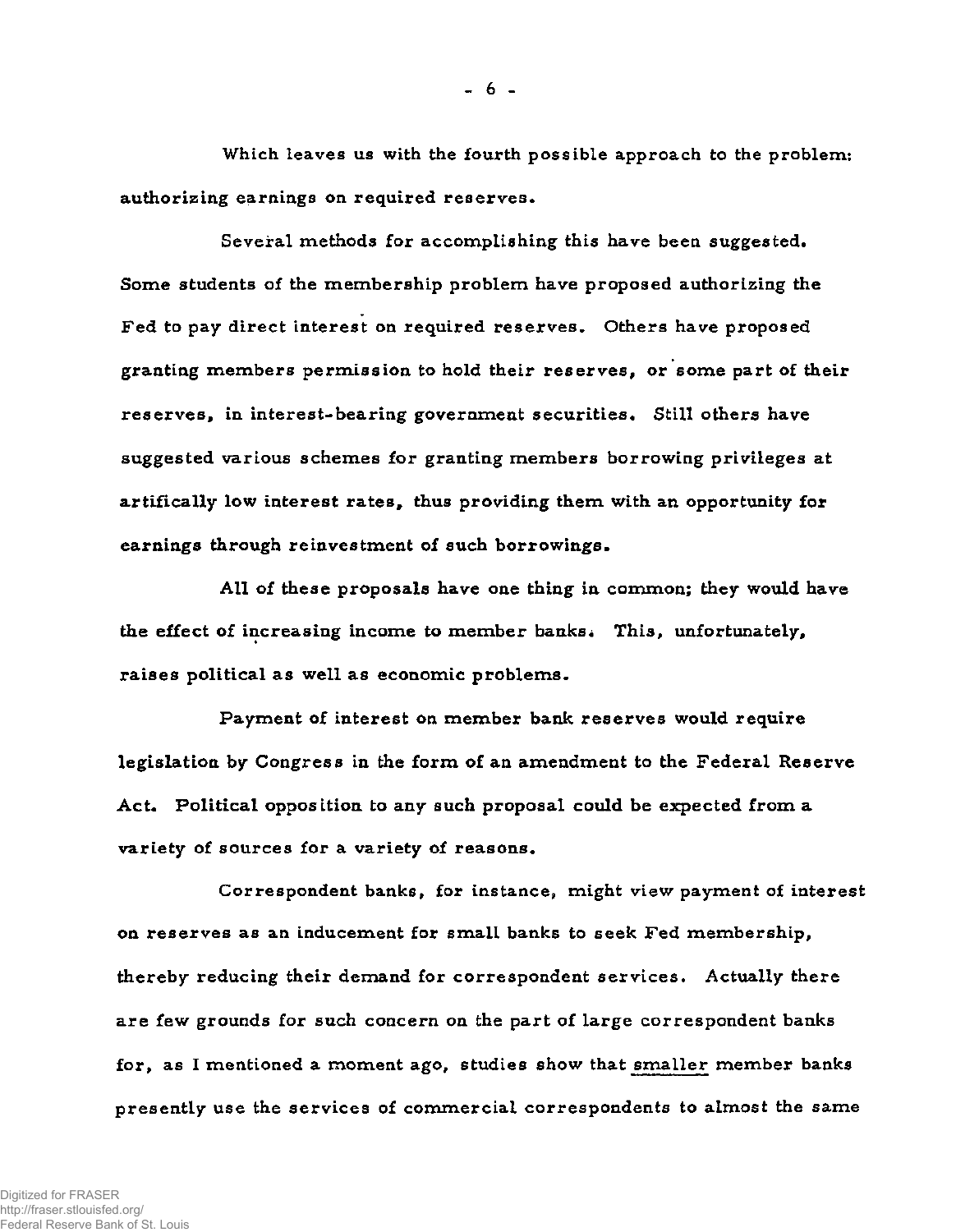Which leaves us with the fourth possible approach to the problem: authorizing earnings on required reserves.

Several methods for accomplishing this have been suggested. Some students of the membership problem have proposed authorizing the Fed to pay direct interest on required reserves. Others have proposed granting members permission to hold their reserves, or some part of their reserves, in interest-bearing government securities. Still others have suggested various schemes for granting members borrowing privileges at artifically low interest rates, thus providing them with an opportunity for earnings through reinvestment of such borrowings.

All of these proposals have one thing in common; they would have the effect of increasing income to member banks. This, unfortunately, raises political as well as economic problems.

Payment of interest on member bank reserves would require legislation by Congress in the form of an amendment to the Federal Reserve Act. Political opposition to any such proposal could be expected from a variety of sources for a variety of reasons.

Correspondent banks, for instance, might view payment of interest on reserves as an inducement for small banks to seek Fed membership, thereby reducing their demand for correspondent services. Actually there are few grounds for such concern on the part of large correspondent banks for, as I mentioned a moment ago, studies show that smaller member banks presently use the services of commercial correspondents to almost the same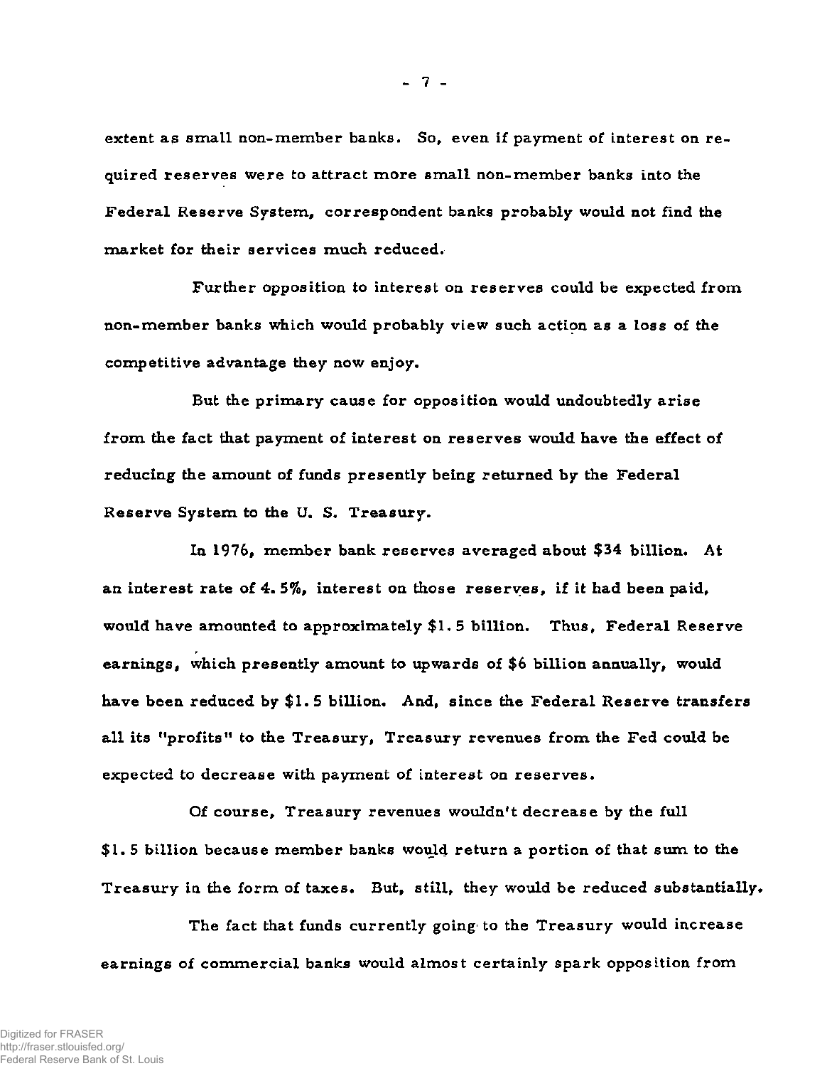extent as small non-member banks. So, even if payment of interest on required reserves were to attract more small non-member banks into the Federal Reserve System, correspondent banks probably would not find the market for their services much reduced.

Further opposition to interest on reserves could be expected from non-member banks which would probably view such action as a loss of the competitive advantage they now enjoy.

But the primary cause for opposition would undoubtedly arise from the fact that payment of interest on reserves would have the effect of reducing the amount of funds presently being returned by the Federal Reserve System to the U. S. Treasury.

In 1976, member bank reserves averaged about $34 billion. At an interest rate of 4.5%, interest on those reserves, if it had been paid, would have amounted to approximately $1.5 billion. Thus, Federal Reserve earnings, which presently amount to upwards of $6 billion annually, would have been reduced by $1.5 billion. And, since the Federal Reserve transfers all its "profits" to the Treasury, Treasury revenues from the Fed could be expected to decrease with payment of interest on reserves.

Of course, Treasury revenues wouldn't decrease by the full $1.5 billion because member banks would return a portion of that sum to the Treasury in the form of taxes. But, still, they would be reduced substantially.

The fact that funds currently going to the Treasury would increase earnings of commercial banks would almost certainly spark opposition from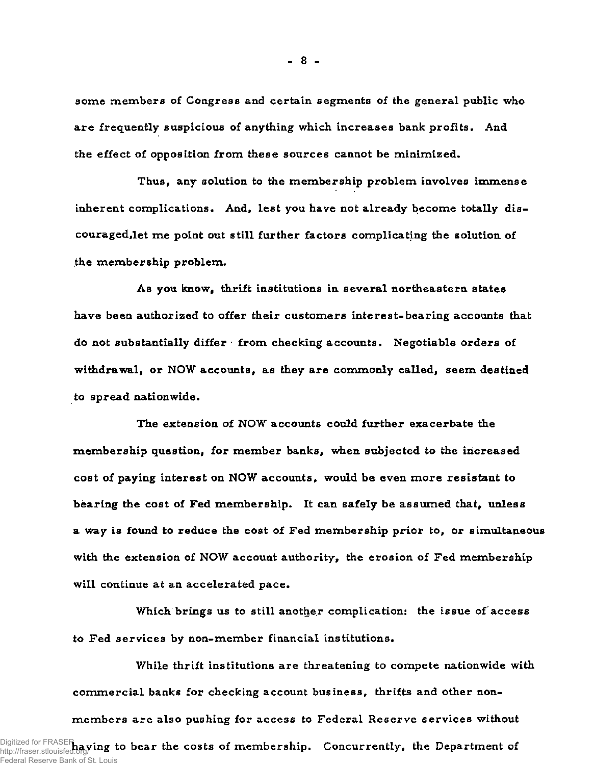some members of Congress and certain segments of the general public who are frequently suspicious of anything which increases bank profits. And the effect of opposition from these sources cannot be minimized.

Thus, any solution to the membership problem involves immense inherent complications. And, lest you have not already become totally discouraged, let me point out still further factors complicating the solution of the membership problem.

As you know, thrift institutions in several northeastern states have been authorized to offer their customers interest-bearing accounts that do not substantially differ from checking accounts. Negotiable orders of withdrawal, or NOW accounts, as they are commonly called, seem destined to spread nationwide.

The extension of NOW accounts could further exacerbate the membership question, for member banks, when subjected to the increased cost of paying interest on NOW accounts, would be even more resistant to bearing the cost of Fed membership. It can safely be assumed that, unless a way is found to reduce the cost of Fed membership prior to, or simultaneous with the extension of NOW account authority, the erosion of Fed membership will continue at an accelerated pace.

Which brings us to still another complication: the issue of access to Fed services by non-member financial institutions.

While thrift institutions are threatening to compete nationwide with commercial banks for checking account business, thrifts and other non-members are also pushing for access to Federal Reserve services without having to bear the costs of membership. Concurrently, the Department of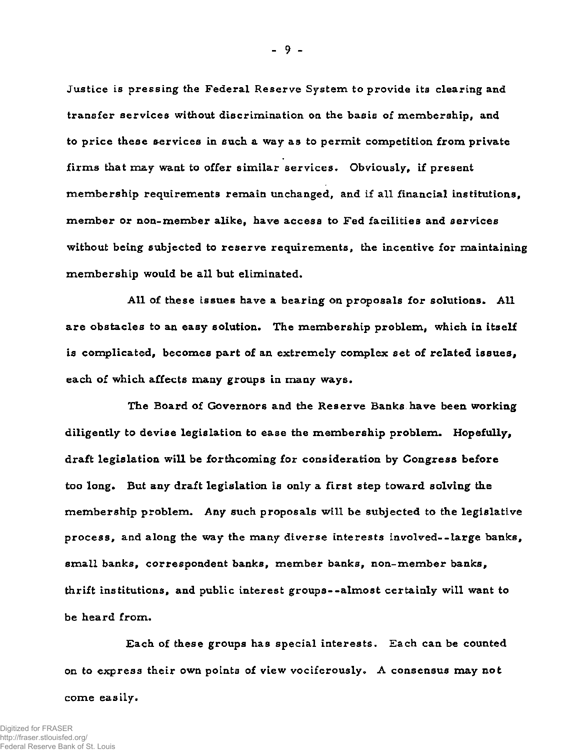Justice is pressing the Federal Reserve System to provide its clearing and transfer services without discrimination on the basis of membership, and to price these services in such a way as to permit competition from private firms that may want to offer similar services. Obviously, if present membership requirements remain unchanged, and if all financial institutions, member or non-member alike, have access to Fed facilities and services without being subjected to reserve requirements, the incentive for maintaining membership would be all but eliminated.

All of these issues have a bearing on proposals for solutions. All are obstacles to an easy solution. The membership problem, which in itself is complicated, becomes part of an extremely complex set of related issues, each of which affects many groups in many ways.

The Board of Governors and the Reserve Banks have been working diligently to devise legislation to ease the membership problem. Hopefully, draft legislation will be forthcoming for consideration by Congress before too long. But any draft legislation is only a first step toward solving the membership problem. Any such proposals will be subjected to the legislative process, and along the way the many diverse interests involved--large banks, small banks, correspondent banks, member banks, non-member banks, thrift institutions, and public interest groups--almost certainly will want to be heard from.

Each of these groups has special interests. Each can be counted on to express their own points of view vociferously. A consensus may not come easily.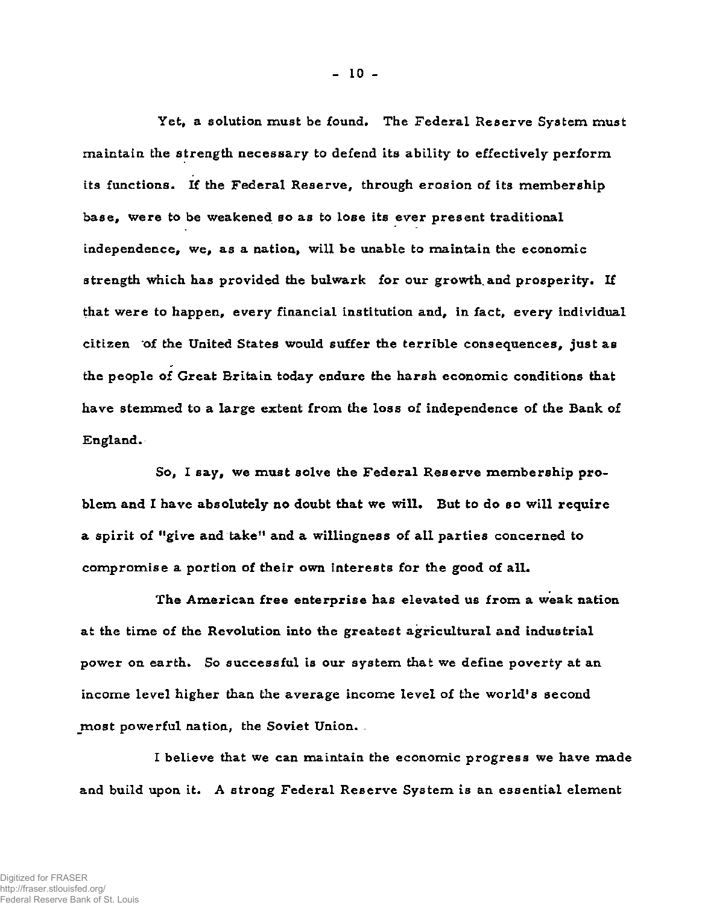Yet, a solution must be found. The Federal Reserve System must maintain the strength necessary to defend its ability to effectively perform its functions. If the Federal Reserve, through erosion of its membership base, were to be weakened so as to lose its ever present traditional independence, we, as a nation, will be unable to maintain the economic strength which has provided the bulwark for our growth and prosperity. If that were to happen, every financial institution and, in fact, every individual citizen of the United States would suffer the terrible consequences, just as the people of Great Britain today endure the harsh economic conditions that have stemmed to a large extent from the loss of independence of the Bank of England.

So, I say, we must solve the Federal Reserve membership problem and I have absolutely no doubt that we will. But to do so will require a spirit of "give and take" and a willingness of all parties concerned to compromise a portion of their own interests for the good of all.

The American free enterprise has elevated us from a weak nation at the time of the Revolution into the greatest agricultural and industrial power on earth. So successful is our system that we define poverty at an income level higher than the average income level of the world's second most powerful nation, the Soviet Union.

I believe that we can maintain the economic progress we have made and build upon it. A strong Federal Reserve System is an essential element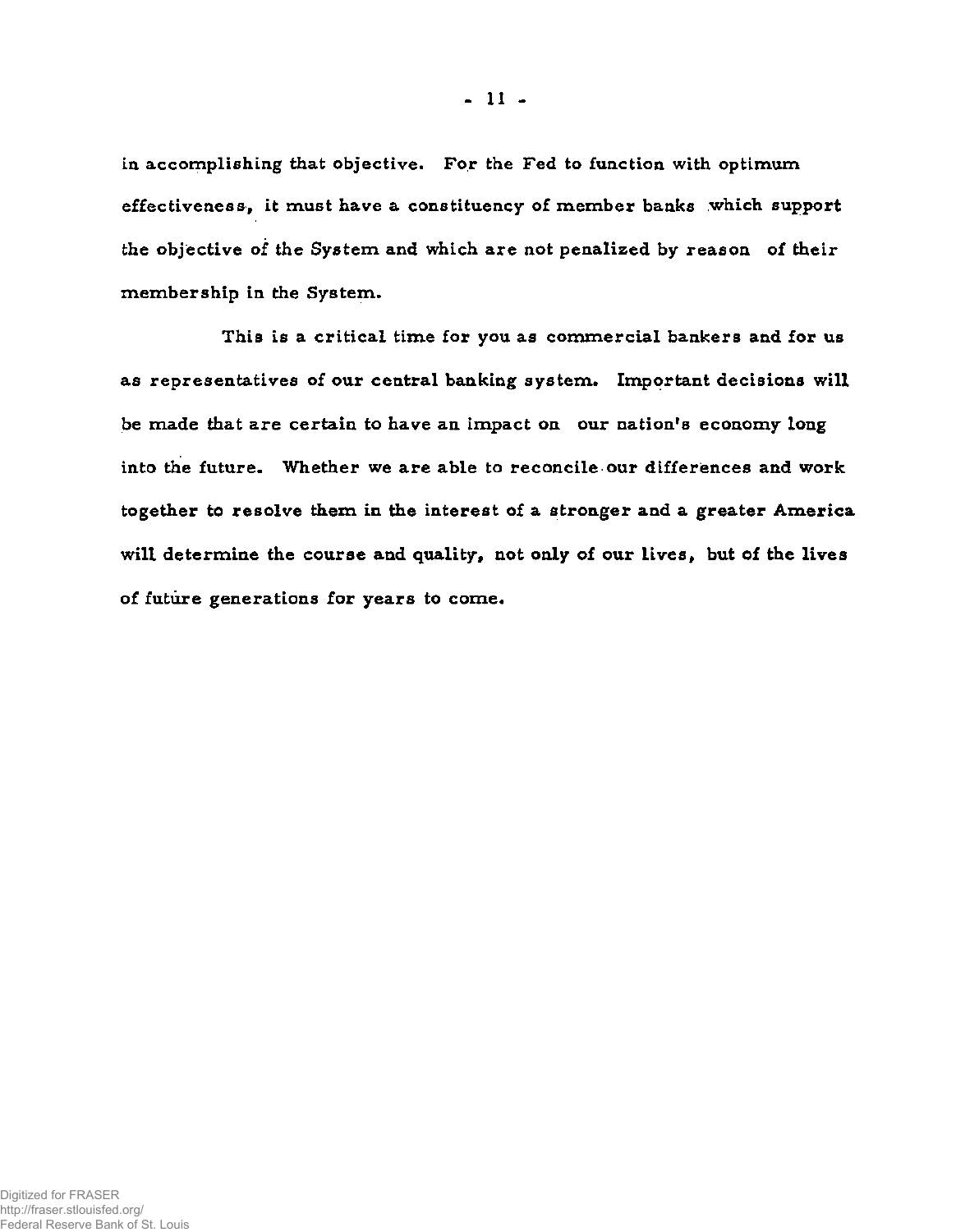in accomplishing that objective. For the Fed to function with optimum effectiveness, it must have a constituency of member banks which support the objective of the System and which are not penalized by reason of their membership in the System.

This is a critical time for you as commercial bankers and for us as representatives of our central banking system. Important decisions will be made that are certain to have an impact on our nation's economy long into the future. Whether we are able to reconcile our differences and work together to resolve them in the interest of a stronger and a greater America will determine the course and quality, not only of our lives, but of the lives of future generations for years to come.